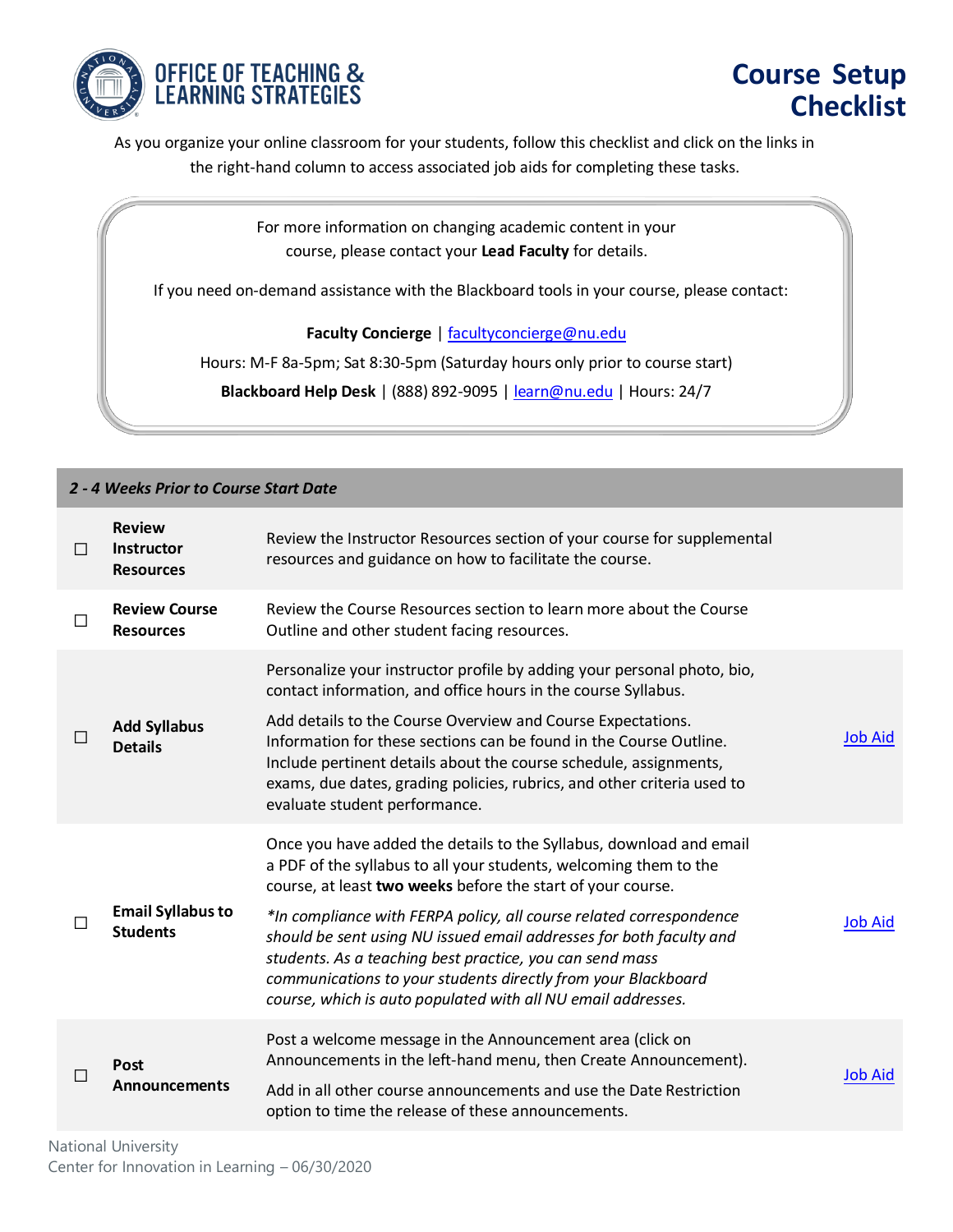# Course Setup Checklist

**OFFICE OF TEACHING & LEARNING STRATEGIES**

As you organize your online classroom for your students, follow this checklist and click on the links in the right-hand column to access associated job aids for completing these tasks.

For more information on changing academic content in your course, please contact your **Lead Faculty** for details.

If you need on-demand assistance with the Blackboard tools in your course, please contact:

**Faculty Concierge** | facultyconcierge@nu.edu

Hours: M-F 8a-5pm; Sat 8:30-5pm (Saturday hours only prior to course start)

**Blackboard Help Desk** | (888) 892-9095 | learn@nu.edu | Hours: 24/7

| *2 - 4 Weeks Prior to Course Start Date* | | | |
|---|---|---|---|
| ☐ | **Review Instructor Resources** | Review the Instructor Resources section of your course for supplemental resources and guidance on how to facilitate the course. | |
| ☐ | **Review Course Resources** | Review the Course Resources section to learn more about the Course Outline and other student facing resources. | |
| ☐ | **Add Syllabus Details** | Personalize your instructor profile by adding your personal photo, bio, contact information, and office hours in the course Syllabus.<br><br>Add details to the Course Overview and Course Expectations. Information for these sections can be found in the Course Outline. Include pertinent details about the course schedule, assignments, exams, due dates, grading policies, rubrics, and other criteria used to evaluate student performance. | Job Aid |
| ☐ | **Email Syllabus to Students** | Once you have added the details to the Syllabus, download and email a PDF of the syllabus to all your students, welcoming them to the course, at least **two weeks** before the start of your course.<br><br>**In compliance with FERPA policy, all course related correspondence should be sent using NU issued email addresses for both faculty and students. As a teaching best practice, you can send mass communications to your students directly from your Blackboard course, which is auto populated with all NU email addresses.* | Job Aid |
| ☐ | **Post Announcements** | Post a welcome message in the Announcement area (click on Announcements in the left-hand menu, then Create Announcement).<br><br>Add in all other course announcements and use the Date Restriction option to time the release of these announcements. | Job Aid |

National University
Center for Innovation in Learning – 06/30/2020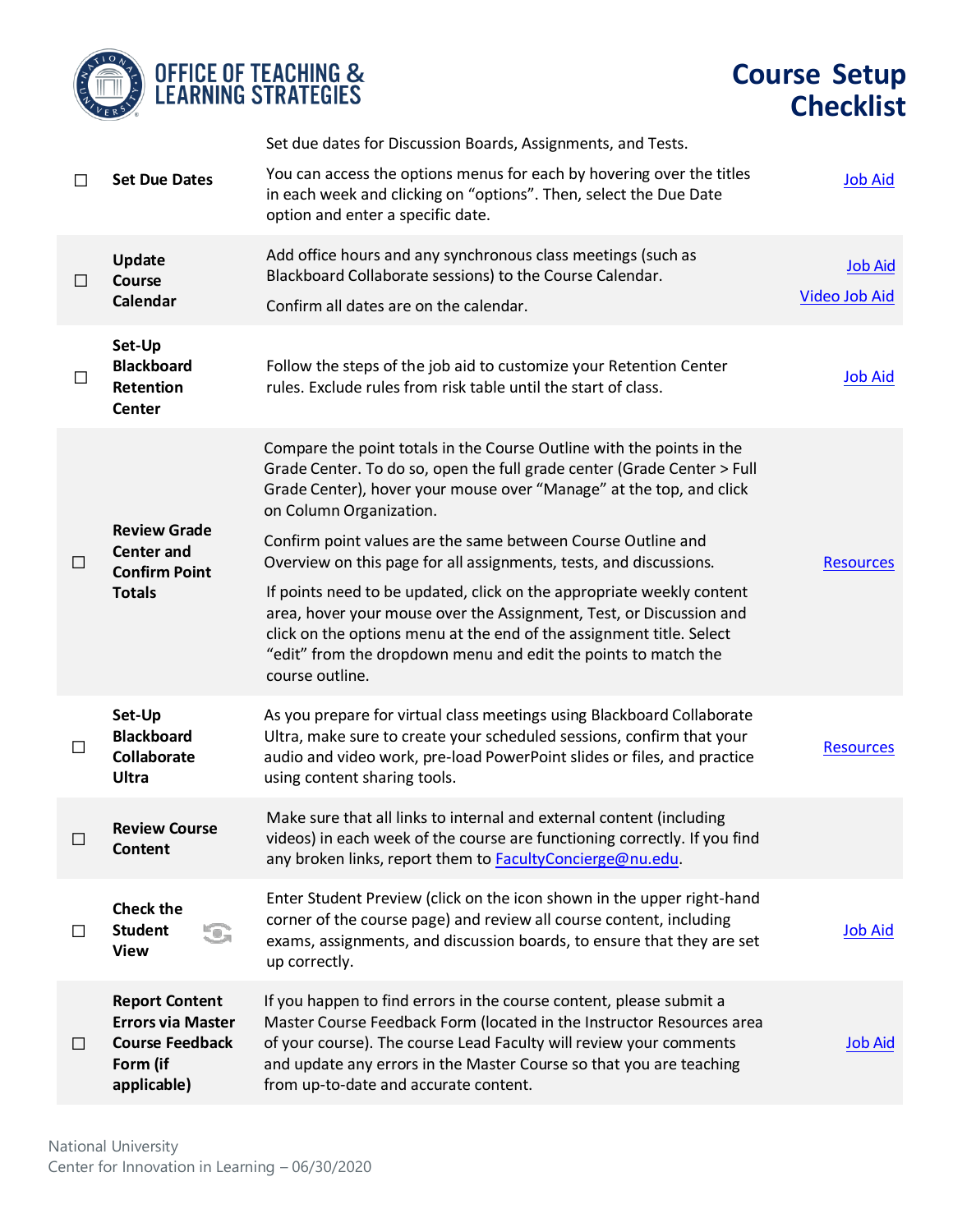| | | | |
|---|---|---|---|
| ☐ | **Set Due Dates** | Set due dates for Discussion Boards, Assignments, and Tests.<br><br>You can access the options menus for each by hovering over the titles in each week and clicking on "options". Then, select the Due Date option and enter a specific date. | Job Aid |
| ☐ | **Update Course Calendar** | Add office hours and any synchronous class meetings (such as Blackboard Collaborate sessions) to the Course Calendar.<br><br>Confirm all dates are on the calendar. | Job Aid<br><br>Video Job Aid |
| ☐ | **Set-Up Blackboard Retention Center** | Follow the steps of the job aid to customize your Retention Center rules. Exclude rules from risk table until the start of class. | Job Aid |
| ☐ | **Review Grade Center and Confirm Point Totals** | Compare the point totals in the Course Outline with the points in the Grade Center. To do so, open the full grade center (Grade Center > Full Grade Center), hover your mouse over "Manage" at the top, and click on Column Organization.<br><br>Confirm point values are the same between Course Outline and Overview on this page for all assignments, tests, and discussions.<br><br>If points need to be updated, click on the appropriate weekly content area, hover your mouse over the Assignment, Test, or Discussion and click on the options menu at the end of the assignment title. Select "edit" from the dropdown menu and edit the points to match the course outline. | Resources |
| ☐ | **Set-Up Blackboard Collaborate Ultra** | As you prepare for virtual class meetings using Blackboard Collaborate Ultra, make sure to create your scheduled sessions, confirm that your audio and video work, pre-load PowerPoint slides or files, and practice using content sharing tools. | Resources |
| ☐ | **Review Course Content** | Make sure that all links to internal and external content (including videos) in each week of the course are functioning correctly. If you find any broken links, report them to FacultyConcierge@nu.edu. | |
| ☐ | **Check the Student View** | Enter Student Preview (click on the icon shown in the upper right-hand corner of the course page) and review all course content, including exams, assignments, and discussion boards, to ensure that they are set up correctly. | Job Aid |
| ☐ | **Report Content Errors via Master Course Feedback Form (if applicable)** | If you happen to find errors in the course content, please submit a Master Course Feedback Form (located in the Instructor Resources area of your course). The course Lead Faculty will review your comments and update any errors in the Master Course so that you are teaching from up-to-date and accurate content. | Job Aid |